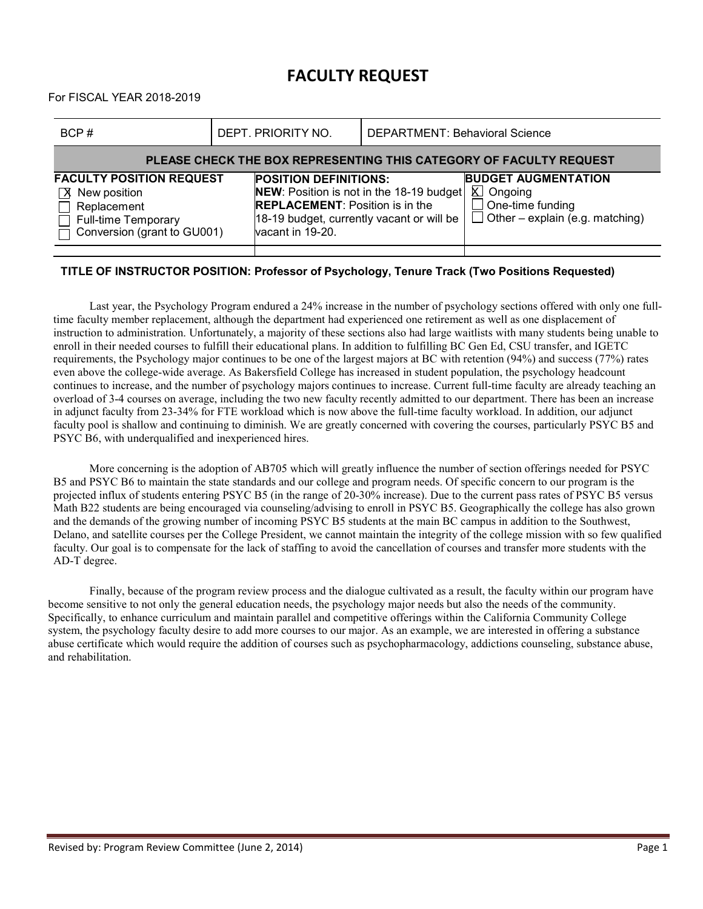// FACULTY REQUEST

For FISCAL YEAR 2018-2019

| BCP # | DEPT. PRIORITY NO. | DEPARTMENT: Behavioral Science |
|---|---|---|

**PLEASE CHECK THE BOX REPRESENTING THIS CATEGORY OF FACULTY REQUEST**

| FACULTY POSITION REQUEST | POSITION DEFINITIONS: | BUDGET AUGMENTATION |
|---|---|---|
| ☒ New position<br>☐ Replacement<br>☐ Full-time Temporary<br>☐ Conversion (grant to GU001) | **NEW**: Position is not in the 18-19 budget<br>**REPLACEMENT**: Position is in the 18-19 budget, currently vacant or will be vacant in 19-20. | ☒ Ongoing<br>☐ One-time funding<br>☐ Other – explain (e.g. matching) |

**TITLE OF INSTRUCTOR POSITION: Professor of Psychology, Tenure Track (Two Positions Requested)**

Last year, the Psychology Program endured a 24% increase in the number of psychology sections offered with only one full-time faculty member replacement, although the department had experienced one retirement as well as one displacement of instruction to administration. Unfortunately, a majority of these sections also had large waitlists with many students being unable to enroll in their needed courses to fulfill their educational plans. In addition to fulfilling BC Gen Ed, CSU transfer, and IGETC requirements, the Psychology major continues to be one of the largest majors at BC with retention (94%) and success (77%) rates even above the college-wide average. As Bakersfield College has increased in student population, the psychology headcount continues to increase, and the number of psychology majors continues to increase. Current full-time faculty are already teaching an overload of 3-4 courses on average, including the two new faculty recently admitted to our department. There has been an increase in adjunct faculty from 23-34% for FTE workload which is now above the full-time faculty workload. In addition, our adjunct faculty pool is shallow and continuing to diminish. We are greatly concerned with covering the courses, particularly PSYC B5 and PSYC B6, with underqualified and inexperienced hires.

More concerning is the adoption of AB705 which will greatly influence the number of section offerings needed for PSYC B5 and PSYC B6 to maintain the state standards and our college and program needs. Of specific concern to our program is the projected influx of students entering PSYC B5 (in the range of 20-30% increase). Due to the current pass rates of PSYC B5 versus Math B22 students are being encouraged via counseling/advising to enroll in PSYC B5. Geographically the college has also grown and the demands of the growing number of incoming PSYC B5 students at the main BC campus in addition to the Southwest, Delano, and satellite courses per the College President, we cannot maintain the integrity of the college mission with so few qualified faculty. Our goal is to compensate for the lack of staffing to avoid the cancellation of courses and transfer more students with the AD-T degree.

Finally, because of the program review process and the dialogue cultivated as a result, the faculty within our program have become sensitive to not only the general education needs, the psychology major needs but also the needs of the community. Specifically, to enhance curriculum and maintain parallel and competitive offerings within the California Community College system, the psychology faculty desire to add more courses to our major. As an example, we are interested in offering a substance abuse certificate which would require the addition of courses such as psychopharmacology, addictions counseling, substance abuse, and rehabilitation.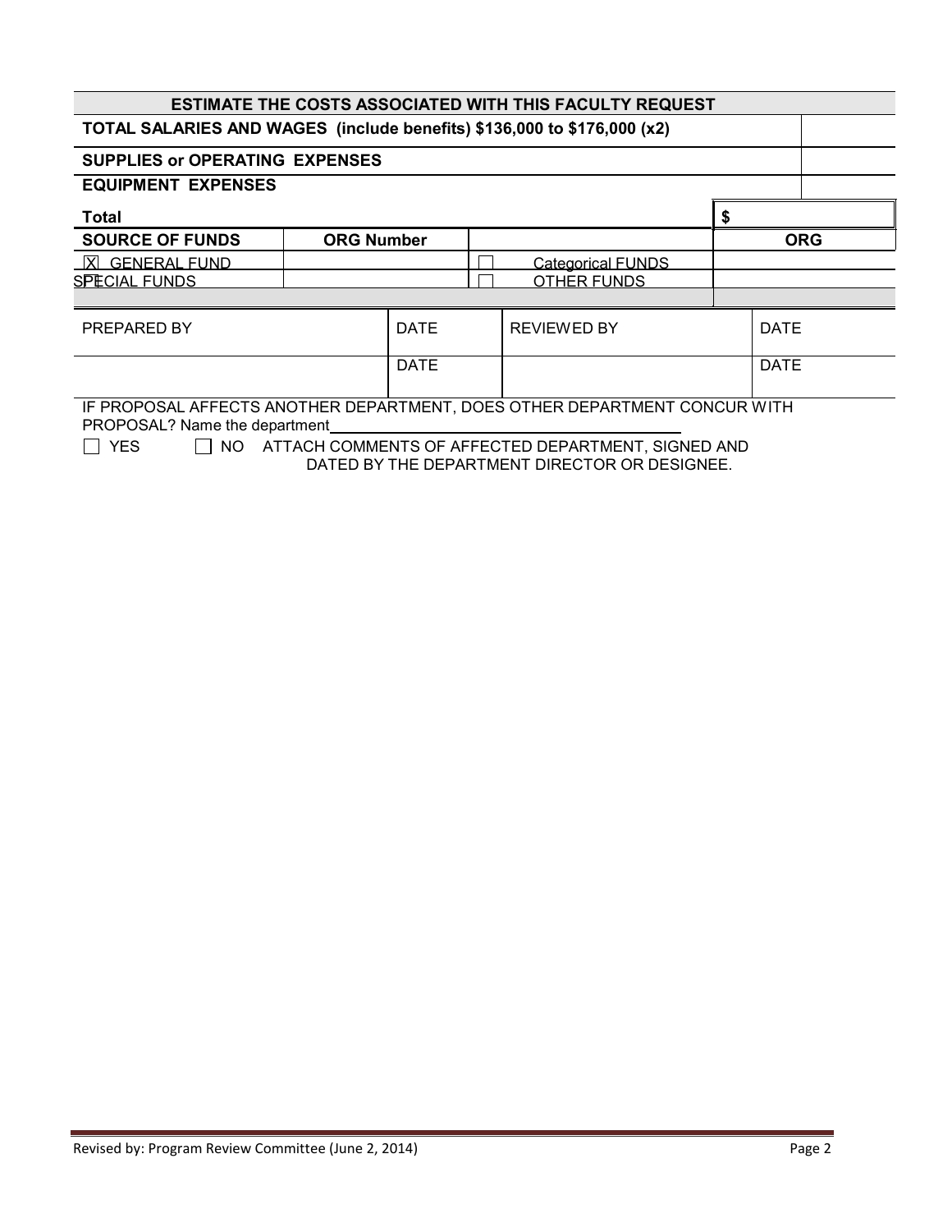| ESTIMATE THE COSTS ASSOCIATED WITH THIS FACULTY REQUEST | | | | |
|---|---|---|---|---|
| **TOTAL SALARIES AND WAGES (include benefits) $136,000 to $176,000 (x2)** | | | | |
| **SUPPLIES or OPERATING EXPENSES** | | | | |
| **EQUIPMENT EXPENSES** | | | | |
| **Total** | | | | **$** |
| **SOURCE OF FUNDS** | **ORG Number** | | | **ORG** |
| ☒ GENERAL FUND | | ☐ | Categorical FUNDS | |
| ☐ SPECIAL FUNDS | | ☐ | OTHER FUNDS | |

| PREPARED BY | DATE | REVIEWED BY | DATE |
|---|---|---|---|
| | DATE | | DATE |

IF PROPOSAL AFFECTS ANOTHER DEPARTMENT, DOES OTHER DEPARTMENT CONCUR WITH PROPOSAL? Name the department\_\_\_\_\_\_\_\_\_\_\_\_\_\_\_\_\_\_\_\_\_\_\_\_\_\_\_\_\_\_\_\_\_\_\_\_\_\_\_\_

☐ YES ☐ NO ATTACH COMMENTS OF AFFECTED DEPARTMENT, SIGNED AND DATED BY THE DEPARTMENT DIRECTOR OR DESIGNEE.

Revised by: Program Review Committee (June 2, 2014)